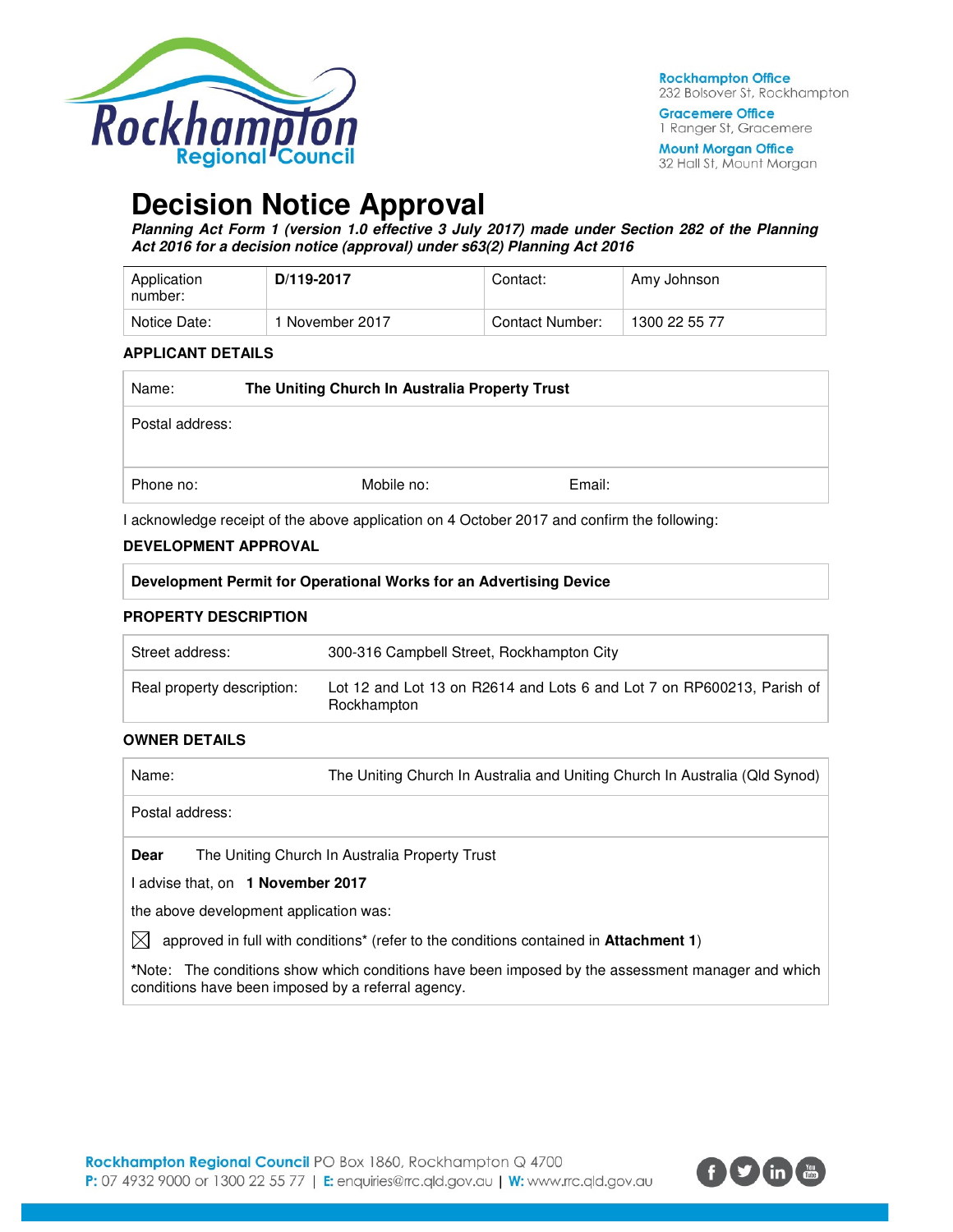Rockhampton Office
232 Bolsover St, Rockhampton

Gracemere Office
1 Ranger St, Gracemere

Mount Morgan Office
32 Hall St, Mount Morgan

# Decision Notice Approval

***Planning Act Form 1 (version 1.0 effective 3 July 2017) made under Section 282 of the Planning Act 2016 for a decision notice (approval) under s63(2) Planning Act 2016***

| Application number: | **D/119-2017** | Contact: | Amy Johnson |
|---|---|---|---|
| Notice Date: | 1 November 2017 | Contact Number: | 1300 22 55 77 |

### APPLICANT DETAILS

| Name: | **The Uniting Church In Australia Property Trust** | |
|---|---|---|
| Postal address: | | |
| Phone no: | Mobile no: | Email: |

I acknowledge receipt of the above application on 4 October 2017 and confirm the following:

### DEVELOPMENT APPROVAL

**Development Permit for Operational Works for an Advertising Device**

### PROPERTY DESCRIPTION

| Street address: | 300-316 Campbell Street, Rockhampton City |
|---|---|
| Real property description: | Lot 12 and Lot 13 on R2614 and Lots 6 and Lot 7 on RP600213, Parish of Rockhampton |

### OWNER DETAILS

| Name: | The Uniting Church In Australia and Uniting Church In Australia (Qld Synod) |
|---|---|
| Postal address: | |

**Dear** The Uniting Church In Australia Property Trust

I advise that, on **1 November 2017**

the above development application was:

☒ approved in full with conditions* (refer to the conditions contained in **Attachment 1**)

*Note: The conditions show which conditions have been imposed by the assessment manager and which conditions have been imposed by a referral agency.

**Rockhampton Regional Council** PO Box 1860, Rockhampton Q 4700
**P:** 07 4932 9000 or 1300 22 55 77 | **E:** enquiries@rrc.qld.gov.au | **W:** www.rrc.qld.gov.au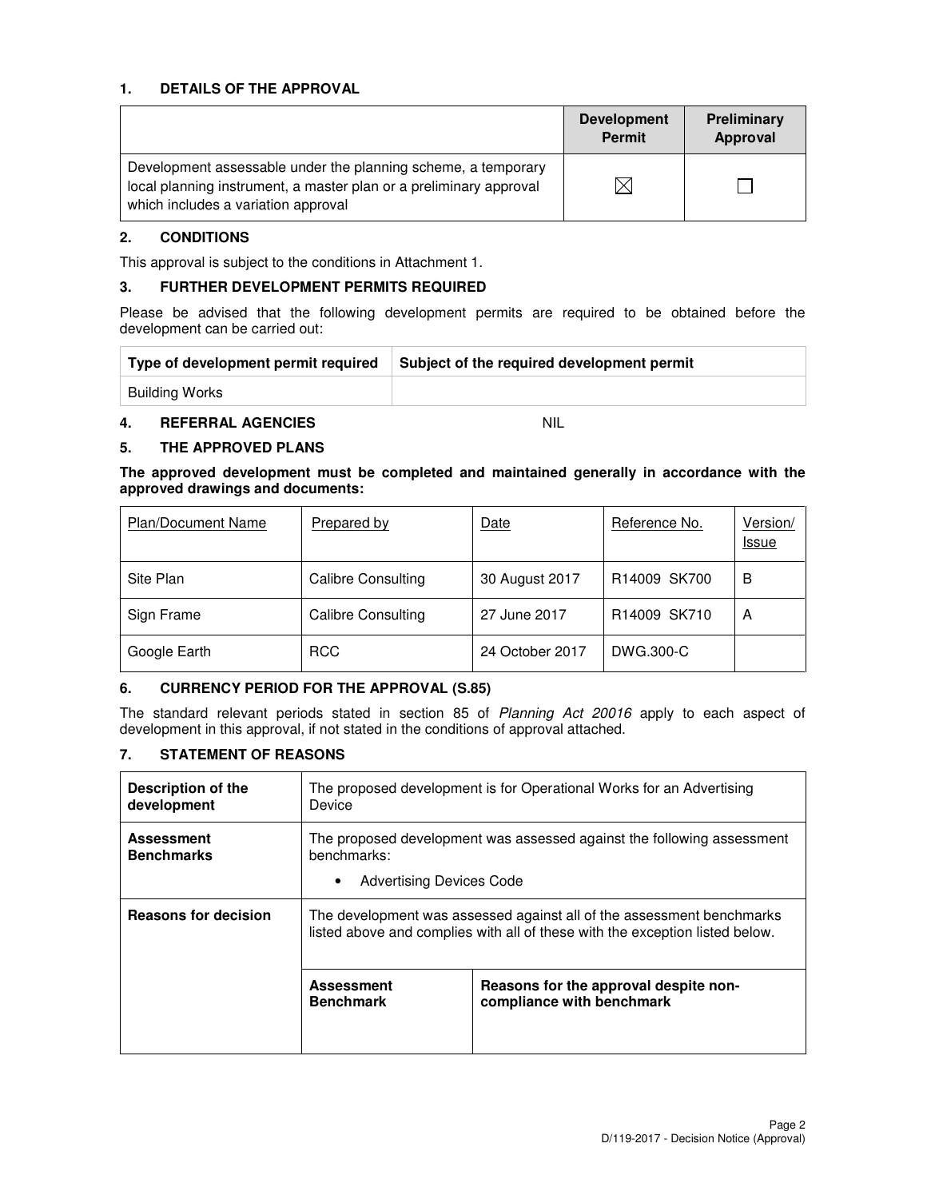## 1. DETAILS OF THE APPROVAL

| | Development Permit | Preliminary Approval |
|---|---|---|
| Development assessable under the planning scheme, a temporary local planning instrument, a master plan or a preliminary approval which includes a variation approval | ☒ | ☐ |

## 2. CONDITIONS

This approval is subject to the conditions in Attachment 1.

## 3. FURTHER DEVELOPMENT PERMITS REQUIRED

Please be advised that the following development permits are required to be obtained before the development can be carried out:

| Type of development permit required | Subject of the required development permit |
|---|---|
| Building Works | |

## 4. REFERRAL AGENCIES

NIL

## 5. THE APPROVED PLANS

**The approved development must be completed and maintained generally in accordance with the approved drawings and documents:**

| Plan/Document Name | Prepared by | Date | Reference No. | Version/ Issue |
|---|---|---|---|---|
| Site Plan | Calibre Consulting | 30 August 2017 | R14009 SK700 | B |
| Sign Frame | Calibre Consulting | 27 June 2017 | R14009 SK710 | A |
| Google Earth | RCC | 24 October 2017 | DWG.300-C | |

## 6. CURRENCY PERIOD FOR THE APPROVAL (S.85)

The standard relevant periods stated in section 85 of *Planning Act 20016* apply to each aspect of development in this approval, if not stated in the conditions of approval attached.

## 7. STATEMENT OF REASONS

| | | |
|---|---|---|
| **Description of the development** | The proposed development is for Operational Works for an Advertising Device | |
| **Assessment Benchmarks** | The proposed development was assessed against the following assessment benchmarks:<br>• Advertising Devices Code | |
| **Reasons for decision** | The development was assessed against all of the assessment benchmarks listed above and complies with all of these with the exception listed below. | |
| | **Assessment Benchmark** | **Reasons for the approval despite non-compliance with benchmark** |
| | | |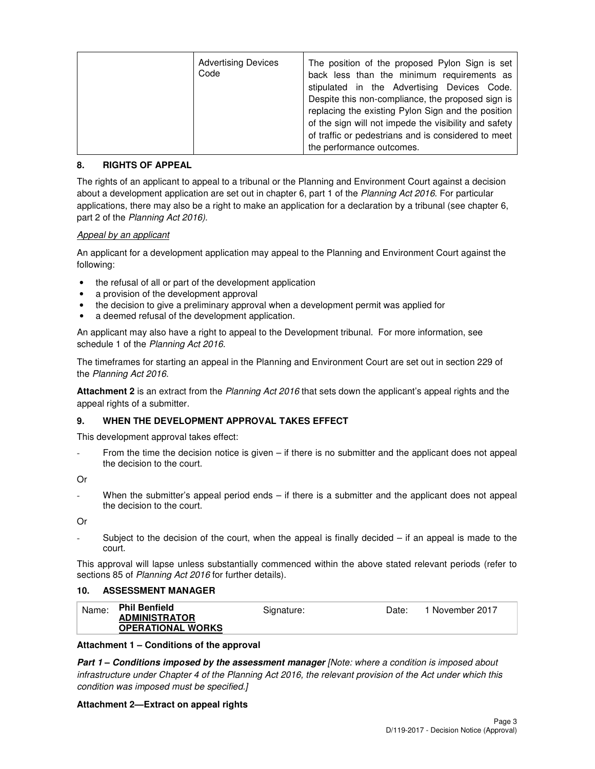| | | |
|---|---|---|
| | Advertising Devices Code | The position of the proposed Pylon Sign is set back less than the minimum requirements as stipulated in the Advertising Devices Code. Despite this non-compliance, the proposed sign is replacing the existing Pylon Sign and the position of the sign will not impede the visibility and safety of traffic or pedestrians and is considered to meet the performance outcomes. |

## 8. RIGHTS OF APPEAL

The rights of an applicant to appeal to a tribunal or the Planning and Environment Court against a decision about a development application are set out in chapter 6, part 1 of the *Planning Act 2016*. For particular applications, there may also be a right to make an application for a declaration by a tribunal (see chapter 6, part 2 of the *Planning Act 2016).*

*Appeal by an applicant*

An applicant for a development application may appeal to the Planning and Environment Court against the following:

- the refusal of all or part of the development application
- a provision of the development approval
- the decision to give a preliminary approval when a development permit was applied for
- a deemed refusal of the development application.

An applicant may also have a right to appeal to the Development tribunal. For more information, see schedule 1 of the *Planning Act 2016*.

The timeframes for starting an appeal in the Planning and Environment Court are set out in section 229 of the *Planning Act 2016*.

**Attachment 2** is an extract from the *Planning Act 2016* that sets down the applicant's appeal rights and the appeal rights of a submitter.

## 9. WHEN THE DEVELOPMENT APPROVAL TAKES EFFECT

This development approval takes effect:

- From the time the decision notice is given – if there is no submitter and the applicant does not appeal the decision to the court.

Or

- When the submitter's appeal period ends – if there is a submitter and the applicant does not appeal the decision to the court.

Or

- Subject to the decision of the court, when the appeal is finally decided – if an appeal is made to the court.

This approval will lapse unless substantially commenced within the above stated relevant periods (refer to sections 85 of *Planning Act 2016* for further details).

## 10. ASSESSMENT MANAGER

| Name: | **Phil Benfield** **ADMINISTRATOR OPERATIONAL WORKS** | Signature: | Date: | 1 November 2017 |
|---|---|---|---|---|

**Attachment 1 – Conditions of the approval**

***Part 1 – Conditions imposed by the assessment manager*** *[Note: where a condition is imposed about infrastructure under Chapter 4 of the Planning Act 2016, the relevant provision of the Act under which this condition was imposed must be specified.]*

**Attachment 2—Extract on appeal rights**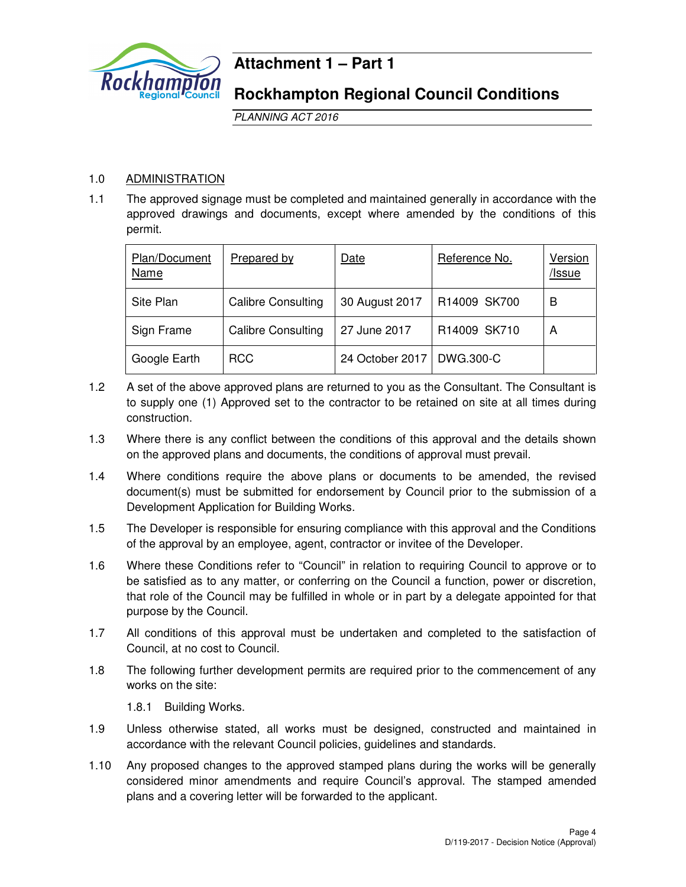# Attachment 1 – Part 1

# Rockhampton Regional Council Conditions

*PLANNING ACT 2016*

1.0 ADMINISTRATION

1.1 The approved signage must be completed and maintained generally in accordance with the approved drawings and documents, except where amended by the conditions of this permit.

| Plan/Document Name | Prepared by | Date | Reference No. | Version /Issue |
|---|---|---|---|---|
| Site Plan | Calibre Consulting | 30 August 2017 | R14009 SK700 | B |
| Sign Frame | Calibre Consulting | 27 June 2017 | R14009 SK710 | A |
| Google Earth | RCC | 24 October 2017 | DWG.300-C | |

1.2 A set of the above approved plans are returned to you as the Consultant. The Consultant is to supply one (1) Approved set to the contractor to be retained on site at all times during construction.

1.3 Where there is any conflict between the conditions of this approval and the details shown on the approved plans and documents, the conditions of approval must prevail.

1.4 Where conditions require the above plans or documents to be amended, the revised document(s) must be submitted for endorsement by Council prior to the submission of a Development Application for Building Works.

1.5 The Developer is responsible for ensuring compliance with this approval and the Conditions of the approval by an employee, agent, contractor or invitee of the Developer.

1.6 Where these Conditions refer to "Council" in relation to requiring Council to approve or to be satisfied as to any matter, or conferring on the Council a function, power or discretion, that role of the Council may be fulfilled in whole or in part by a delegate appointed for that purpose by the Council.

1.7 All conditions of this approval must be undertaken and completed to the satisfaction of Council, at no cost to Council.

1.8 The following further development permits are required prior to the commencement of any works on the site:

1.8.1 Building Works.

1.9 Unless otherwise stated, all works must be designed, constructed and maintained in accordance with the relevant Council policies, guidelines and standards.

1.10 Any proposed changes to the approved stamped plans during the works will be generally considered minor amendments and require Council's approval. The stamped amended plans and a covering letter will be forwarded to the applicant.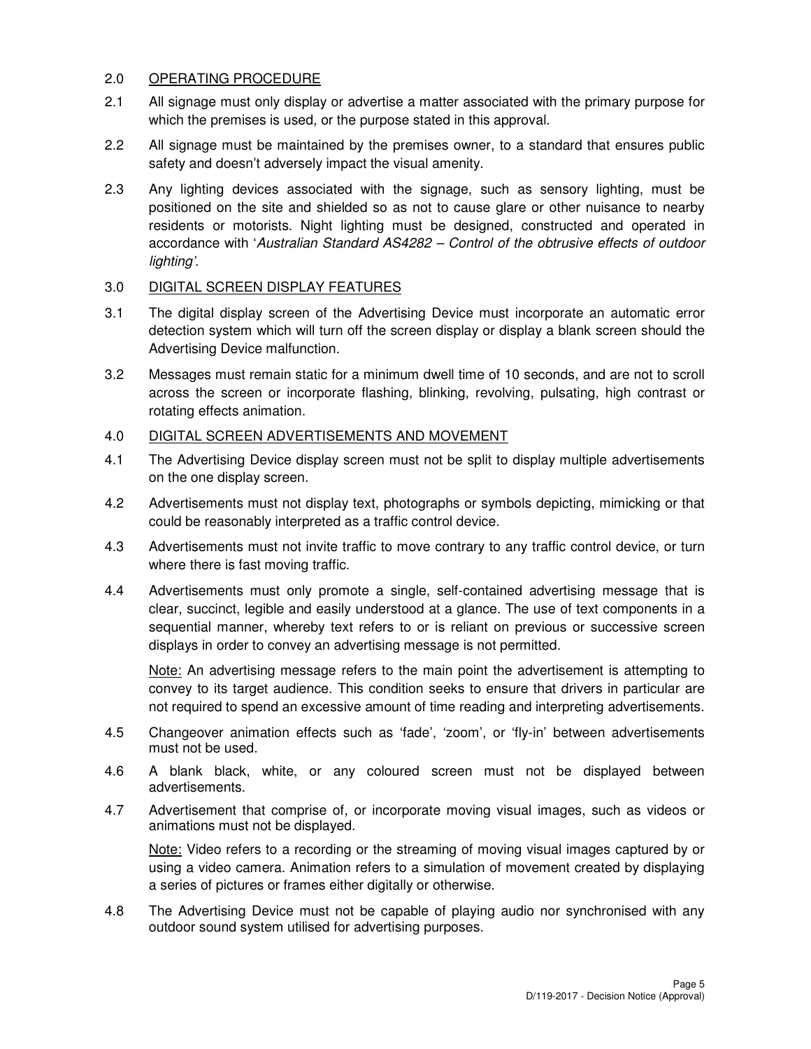## 2.0 OPERATING PROCEDURE

2.1 All signage must only display or advertise a matter associated with the primary purpose for which the premises is used, or the purpose stated in this approval.

2.2 All signage must be maintained by the premises owner, to a standard that ensures public safety and doesn't adversely impact the visual amenity.

2.3 Any lighting devices associated with the signage, such as sensory lighting, must be positioned on the site and shielded so as not to cause glare or other nuisance to nearby residents or motorists. Night lighting must be designed, constructed and operated in accordance with '*Australian Standard AS4282 – Control of the obtrusive effects of outdoor lighting'*.

## 3.0 DIGITAL SCREEN DISPLAY FEATURES

3.1 The digital display screen of the Advertising Device must incorporate an automatic error detection system which will turn off the screen display or display a blank screen should the Advertising Device malfunction.

3.2 Messages must remain static for a minimum dwell time of 10 seconds, and are not to scroll across the screen or incorporate flashing, blinking, revolving, pulsating, high contrast or rotating effects animation.

## 4.0 DIGITAL SCREEN ADVERTISEMENTS AND MOVEMENT

4.1 The Advertising Device display screen must not be split to display multiple advertisements on the one display screen.

4.2 Advertisements must not display text, photographs or symbols depicting, mimicking or that could be reasonably interpreted as a traffic control device.

4.3 Advertisements must not invite traffic to move contrary to any traffic control device, or turn where there is fast moving traffic.

4.4 Advertisements must only promote a single, self-contained advertising message that is clear, succinct, legible and easily understood at a glance. The use of text components in a sequential manner, whereby text refers to or is reliant on previous or successive screen displays in order to convey an advertising message is not permitted.

Note: An advertising message refers to the main point the advertisement is attempting to convey to its target audience. This condition seeks to ensure that drivers in particular are not required to spend an excessive amount of time reading and interpreting advertisements.

4.5 Changeover animation effects such as 'fade', 'zoom', or 'fly-in' between advertisements must not be used.

4.6 A blank black, white, or any coloured screen must not be displayed between advertisements.

4.7 Advertisement that comprise of, or incorporate moving visual images, such as videos or animations must not be displayed.

Note: Video refers to a recording or the streaming of moving visual images captured by or using a video camera. Animation refers to a simulation of movement created by displaying a series of pictures or frames either digitally or otherwise.

4.8 The Advertising Device must not be capable of playing audio nor synchronised with any outdoor sound system utilised for advertising purposes.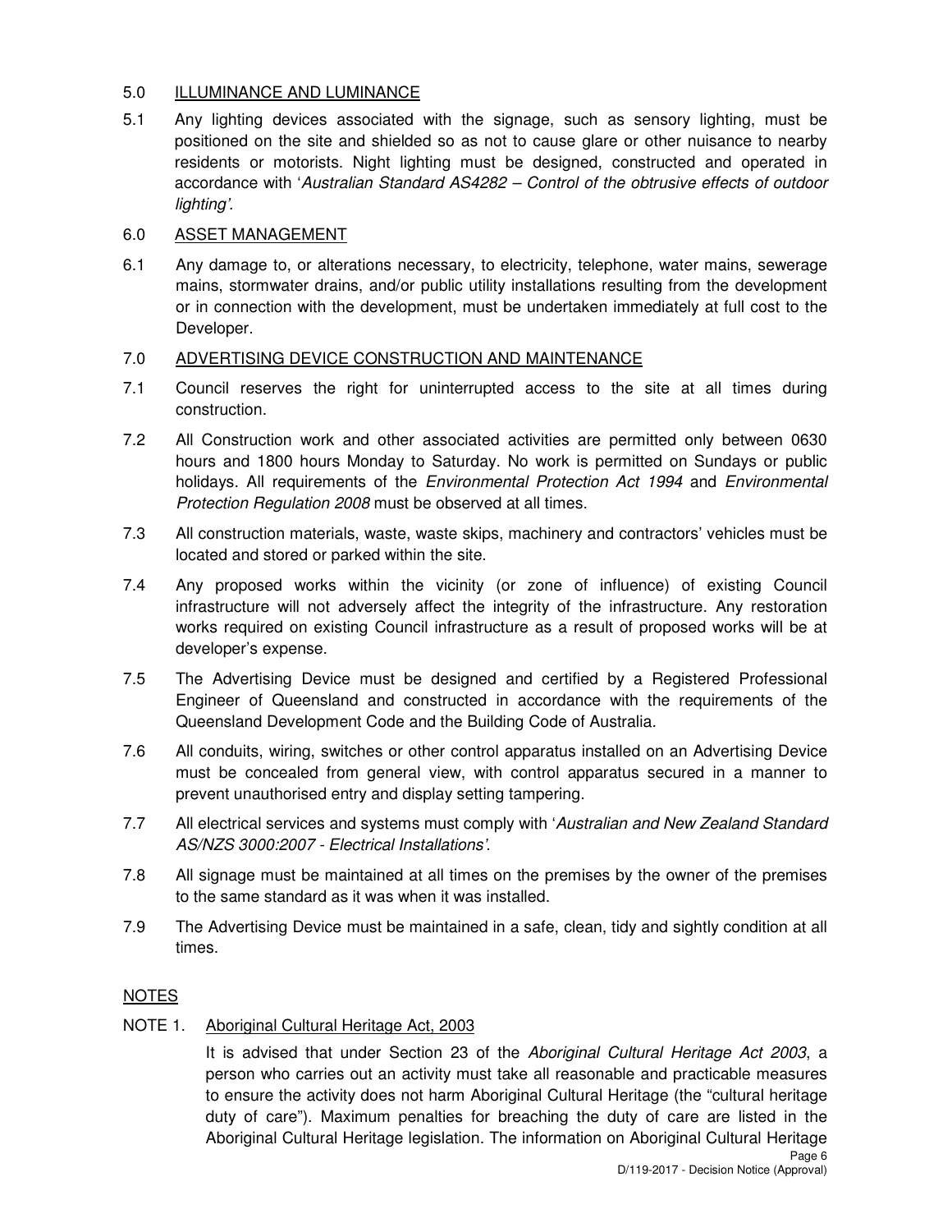## 5.0 ILLUMINANCE AND LUMINANCE

5.1 Any lighting devices associated with the signage, such as sensory lighting, must be positioned on the site and shielded so as not to cause glare or other nuisance to nearby residents or motorists. Night lighting must be designed, constructed and operated in accordance with '*Australian Standard AS4282 – Control of the obtrusive effects of outdoor lighting'.*

## 6.0 ASSET MANAGEMENT

6.1 Any damage to, or alterations necessary, to electricity, telephone, water mains, sewerage mains, stormwater drains, and/or public utility installations resulting from the development or in connection with the development, must be undertaken immediately at full cost to the Developer.

## 7.0 ADVERTISING DEVICE CONSTRUCTION AND MAINTENANCE

7.1 Council reserves the right for uninterrupted access to the site at all times during construction.

7.2 All Construction work and other associated activities are permitted only between 0630 hours and 1800 hours Monday to Saturday. No work is permitted on Sundays or public holidays. All requirements of the *Environmental Protection Act 1994* and *Environmental Protection Regulation 2008* must be observed at all times.

7.3 All construction materials, waste, waste skips, machinery and contractors' vehicles must be located and stored or parked within the site.

7.4 Any proposed works within the vicinity (or zone of influence) of existing Council infrastructure will not adversely affect the integrity of the infrastructure. Any restoration works required on existing Council infrastructure as a result of proposed works will be at developer's expense.

7.5 The Advertising Device must be designed and certified by a Registered Professional Engineer of Queensland and constructed in accordance with the requirements of the Queensland Development Code and the Building Code of Australia.

7.6 All conduits, wiring, switches or other control apparatus installed on an Advertising Device must be concealed from general view, with control apparatus secured in a manner to prevent unauthorised entry and display setting tampering.

7.7 All electrical services and systems must comply with '*Australian and New Zealand Standard AS/NZS 3000:2007 - Electrical Installations'*.

7.8 All signage must be maintained at all times on the premises by the owner of the premises to the same standard as it was when it was installed.

7.9 The Advertising Device must be maintained in a safe, clean, tidy and sightly condition at all times.

## NOTES

NOTE 1. Aboriginal Cultural Heritage Act, 2003

It is advised that under Section 23 of the *Aboriginal Cultural Heritage Act 2003*, a person who carries out an activity must take all reasonable and practicable measures to ensure the activity does not harm Aboriginal Cultural Heritage (the "cultural heritage duty of care"). Maximum penalties for breaching the duty of care are listed in the Aboriginal Cultural Heritage legislation. The information on Aboriginal Cultural Heritage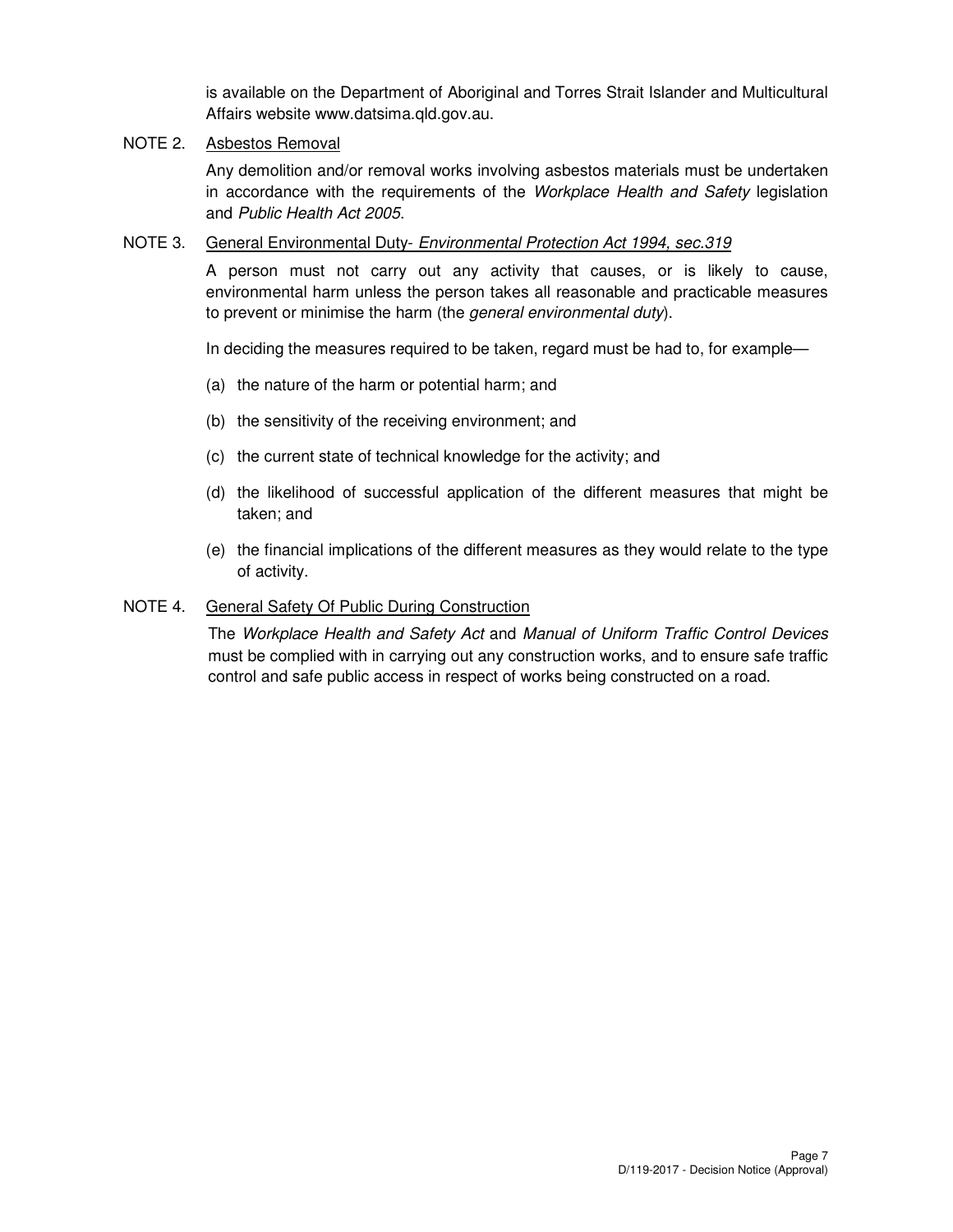is available on the Department of Aboriginal and Torres Strait Islander and Multicultural Affairs website www.datsima.qld.gov.au.

NOTE 2. Asbestos Removal

Any demolition and/or removal works involving asbestos materials must be undertaken in accordance with the requirements of the *Workplace Health and Safety* legislation and *Public Health Act 2005*.

NOTE 3. General Environmental Duty- *Environmental Protection Act 1994, sec.319*

A person must not carry out any activity that causes, or is likely to cause, environmental harm unless the person takes all reasonable and practicable measures to prevent or minimise the harm (the *general environmental duty*).

In deciding the measures required to be taken, regard must be had to, for example—

(a) the nature of the harm or potential harm; and

(b) the sensitivity of the receiving environment; and

(c) the current state of technical knowledge for the activity; and

(d) the likelihood of successful application of the different measures that might be taken; and

(e) the financial implications of the different measures as they would relate to the type of activity.

NOTE 4. General Safety Of Public During Construction

The *Workplace Health and Safety Act* and *Manual of Uniform Traffic Control Devices* must be complied with in carrying out any construction works, and to ensure safe traffic control and safe public access in respect of works being constructed on a road.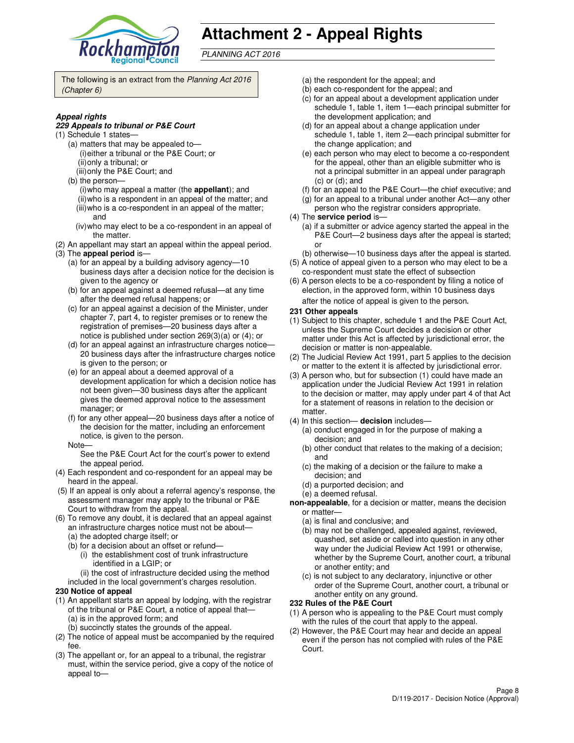# Attachment 2 - Appeal Rights

*PLANNING ACT 2016*

The following is an extract from the *Planning Act 2016 (Chapter 6)*

***Appeal rights***

***229 Appeals to tribunal or P&E Court***

(1) Schedule 1 states—
   (a) matters that may be appealed to—
      (i) either a tribunal or the P&E Court; or
      (ii) only a tribunal; or
      (iii) only the P&E Court; and
   (b) the person—
      (i) who may appeal a matter (the **appellant**); and
      (ii) who is a respondent in an appeal of the matter; and
      (iii) who is a co-respondent in an appeal of the matter; and
      (iv) who may elect to be a co-respondent in an appeal of the matter.

(2) An appellant may start an appeal within the appeal period.

(3) The **appeal period** is—
   (a) for an appeal by a building advisory agency—10 business days after a decision notice for the decision is given to the agency or
   (b) for an appeal against a deemed refusal—at any time after the deemed refusal happens; or
   (c) for an appeal against a decision of the Minister, under chapter 7, part 4, to register premises or to renew the registration of premises—20 business days after a notice is published under section 269(3)(a) or (4); or
   (d) for an appeal against an infrastructure charges notice—20 business days after the infrastructure charges notice is given to the person; or
   (e) for an appeal about a deemed approval of a development application for which a decision notice has not been given—30 business days after the applicant gives the deemed approval notice to the assessment manager; or
   (f) for any other appeal—20 business days after a notice of the decision for the matter, including an enforcement notice, is given to the person.

   Note—
   See the P&E Court Act for the court's power to extend the appeal period.

(4) Each respondent and co-respondent for an appeal may be heard in the appeal.

(5) If an appeal is only about a referral agency's response, the assessment manager may apply to the tribunal or P&E Court to withdraw from the appeal.

(6) To remove any doubt, it is declared that an appeal against an infrastructure charges notice must not be about—
   (a) the adopted charge itself; or
   (b) for a decision about an offset or refund—
      (i) the establishment cost of trunk infrastructure identified in a LGIP; or
      (ii) the cost of infrastructure decided using the method included in the local government's charges resolution.

**230 Notice of appeal**

(1) An appellant starts an appeal by lodging, with the registrar of the tribunal or P&E Court, a notice of appeal that—
   (a) is in the approved form; and
   (b) succinctly states the grounds of the appeal.

(2) The notice of appeal must be accompanied by the required fee.

(3) The appellant or, for an appeal to a tribunal, the registrar must, within the service period, give a copy of the notice of appeal to—
   (a) the respondent for the appeal; and
   (b) each co-respondent for the appeal; and
   (c) for an appeal about a development application under schedule 1, table 1, item 1—each principal submitter for the development application; and
   (d) for an appeal about a change application under schedule 1, table 1, item 2—each principal submitter for the change application; and
   (e) each person who may elect to become a co-respondent for the appeal, other than an eligible submitter who is not a principal submitter in an appeal under paragraph (c) or (d); and
   (f) for an appeal to the P&E Court—the chief executive; and
   (g) for an appeal to a tribunal under another Act—any other person who the registrar considers appropriate.

(4) The **service period** is—
   (a) if a submitter or advice agency started the appeal in the P&E Court—2 business days after the appeal is started; or
   (b) otherwise—10 business days after the appeal is started.

(5) A notice of appeal given to a person who may elect to be a co-respondent must state the effect of subsection

(6) A person elects to be a co-respondent by filing a notice of election, in the approved form, within 10 business days after the notice of appeal is given to the person.

**231 Other appeals**

(1) Subject to this chapter, schedule 1 and the P&E Court Act, unless the Supreme Court decides a decision or other matter under this Act is affected by jurisdictional error, the decision or matter is non-appealable.

(2) The Judicial Review Act 1991, part 5 applies to the decision or matter to the extent it is affected by jurisdictional error.

(3) A person who, but for subsection (1) could have made an application under the Judicial Review Act 1991 in relation to the decision or matter, may apply under part 4 of that Act for a statement of reasons in relation to the decision or matter.

(4) In this section— **decision** includes—
   (a) conduct engaged in for the purpose of making a decision; and
   (b) other conduct that relates to the making of a decision; and
   (c) the making of a decision or the failure to make a decision; and
   (d) a purported decision; and
   (e) a deemed refusal.

**non-appealable**, for a decision or matter, means the decision or matter—
   (a) is final and conclusive; and
   (b) may not be challenged, appealed against, reviewed, quashed, set aside or called into question in any other way under the Judicial Review Act 1991 or otherwise, whether by the Supreme Court, another court, a tribunal or another entity; and
   (c) is not subject to any declaratory, injunctive or other order of the Supreme Court, another court, a tribunal or another entity on any ground.

**232 Rules of the P&E Court**

(1) A person who is appealing to the P&E Court must comply with the rules of the court that apply to the appeal.

(2) However, the P&E Court may hear and decide an appeal even if the person has not complied with rules of the P&E Court.

D/119-2017 - Decision Notice (Approval)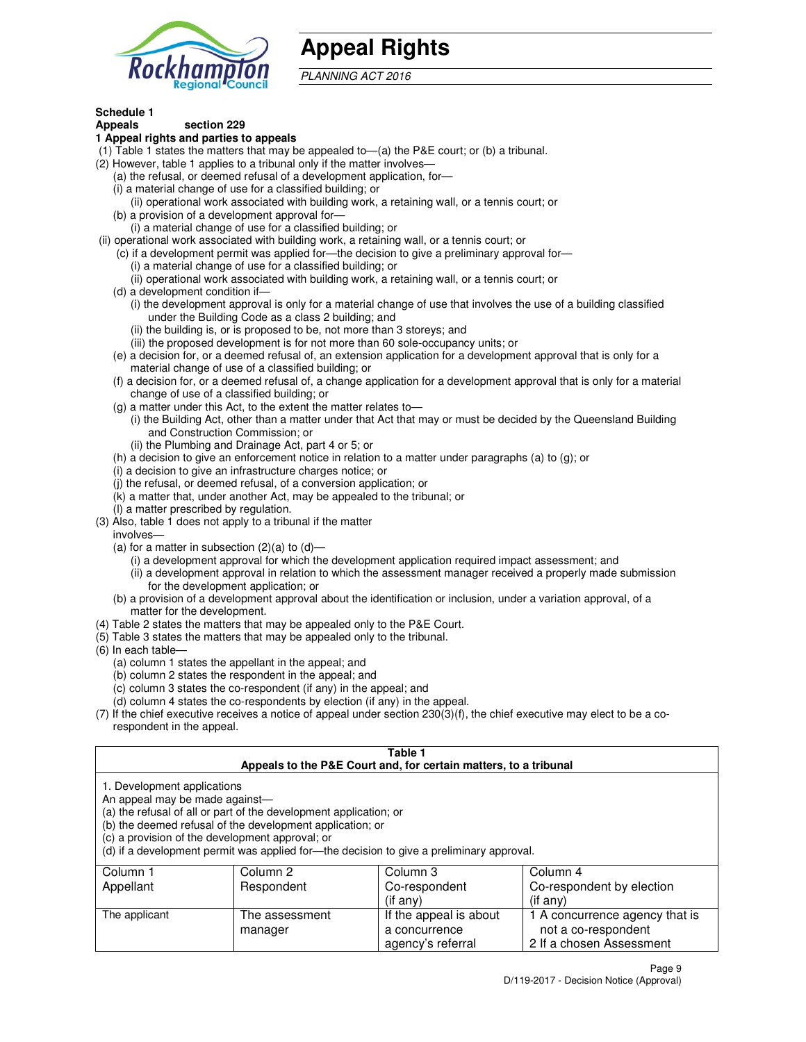# Appeal Rights

*PLANNING ACT 2016*

**Schedule 1**
**Appeals section 229**

**1 Appeal rights and parties to appeals**

(1) Table 1 states the matters that may be appealed to—(a) the P&E court; or (b) a tribunal.

(2) However, table 1 applies to a tribunal only if the matter involves—

(a) the refusal, or deemed refusal of a development application, for—

(i) a material change of use for a classified building; or

(ii) operational work associated with building work, a retaining wall, or a tennis court; or

(b) a provision of a development approval for—

(i) a material change of use for a classified building; or

(ii) operational work associated with building work, a retaining wall, or a tennis court; or

(c) if a development permit was applied for—the decision to give a preliminary approval for—

(i) a material change of use for a classified building; or

(ii) operational work associated with building work, a retaining wall, or a tennis court; or

(d) a development condition if—

(i) the development approval is only for a material change of use that involves the use of a building classified under the Building Code as a class 2 building; and

(ii) the building is, or is proposed to be, not more than 3 storeys; and

(iii) the proposed development is for not more than 60 sole-occupancy units; or

(e) a decision for, or a deemed refusal of, an extension application for a development approval that is only for a material change of use of a classified building; or

(f) a decision for, or a deemed refusal of, a change application for a development approval that is only for a material change of use of a classified building; or

(g) a matter under this Act, to the extent the matter relates to—

(i) the Building Act, other than a matter under that Act that may or must be decided by the Queensland Building and Construction Commission; or

(ii) the Plumbing and Drainage Act, part 4 or 5; or

(h) a decision to give an enforcement notice in relation to a matter under paragraphs (a) to (g); or

(i) a decision to give an infrastructure charges notice; or

(j) the refusal, or deemed refusal, of a conversion application; or

(k) a matter that, under another Act, may be appealed to the tribunal; or

(l) a matter prescribed by regulation.

(3) Also, table 1 does not apply to a tribunal if the matter involves—

(a) for a matter in subsection (2)(a) to (d)—

(i) a development approval for which the development application required impact assessment; and

(ii) a development approval in relation to which the assessment manager received a properly made submission for the development application; or

(b) a provision of a development approval about the identification or inclusion, under a variation approval, of a matter for the development.

(4) Table 2 states the matters that may be appealed only to the P&E Court.

(5) Table 3 states the matters that may be appealed only to the tribunal.

(6) In each table—

(a) column 1 states the appellant in the appeal; and

(b) column 2 states the respondent in the appeal; and

(c) column 3 states the co-respondent (if any) in the appeal; and

(d) column 4 states the co-respondents by election (if any) in the appeal.

(7) If the chief executive receives a notice of appeal under section 230(3)(f), the chief executive may elect to be a co-respondent in the appeal.

**Table 1**
**Appeals to the P&E Court and, for certain matters, to a tribunal**

1. Development applications

An appeal may be made against—

(a) the refusal of all or part of the development application; or

(b) the deemed refusal of the development application; or

(c) a provision of the development approval; or

(d) if a development permit was applied for—the decision to give a preliminary approval.

| Column 1 Appellant | Column 2 Respondent | Column 3 Co-respondent (if any) | Column 4 Co-respondent by election (if any) |
|---|---|---|---|
| The applicant | The assessment manager | If the appeal is about a concurrence agency's referral | 1 A concurrence agency that is not a co-respondent<br>2 If a chosen Assessment |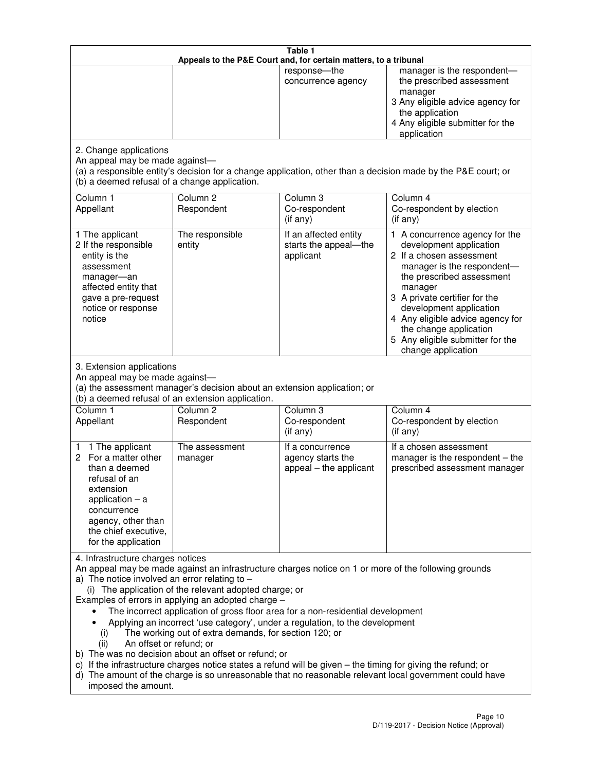**Table 1**
**Appeals to the P&E Court and, for certain matters, to a tribunal**

| | | | |
|---|---|---|---|
| | | response—the concurrence agency | manager is the respondent—the prescribed assessment manager<br>3 Any eligible advice agency for the application<br>4 Any eligible submitter for the application |

2. Change applications
An appeal may be made against—
(a) a responsible entity's decision for a change application, other than a decision made by the P&E court; or
(b) a deemed refusal of a change application.

| Column 1<br>Appellant | Column 2<br>Respondent | Column 3<br>Co-respondent<br>(if any) | Column 4<br>Co-respondent by election<br>(if any) |
|---|---|---|---|
| 1 The applicant<br>2 If the responsible entity is the assessment manager—an affected entity that gave a pre-request notice or response notice | The responsible entity | If an affected entity starts the appeal—the applicant | 1 A concurrence agency for the development application<br>2 If a chosen assessment manager is the respondent—the prescribed assessment manager<br>3 A private certifier for the development application<br>4 Any eligible advice agency for the change application<br>5 Any eligible submitter for the change application |

3. Extension applications
An appeal may be made against—
(a) the assessment manager's decision about an extension application; or
(b) a deemed refusal of an extension application.

| Column 1<br>Appellant | Column 2<br>Respondent | Column 3<br>Co-respondent<br>(if any) | Column 4<br>Co-respondent by election<br>(if any) |
|---|---|---|---|
| 1 1 The applicant<br>2 For a matter other than a deemed refusal of an extension application – a concurrence agency, other than the chief executive, for the application | The assessment manager | If a concurrence agency starts the appeal – the applicant | If a chosen assessment manager is the respondent – the prescribed assessment manager |

4. Infrastructure charges notices
An appeal may be made against an infrastructure charges notice on 1 or more of the following grounds
a) The notice involved an error relating to –
   (i) The application of the relevant adopted charge; or
Examples of errors in applying an adopted charge –
- The incorrect application of gross floor area for a non-residential development
- Applying an incorrect 'use category', under a regulation, to the development
   (i) The working out of extra demands, for section 120; or
   (ii) An offset or refund; or
b) The was no decision about an offset or refund; or
c) If the infrastructure charges notice states a refund will be given – the timing for giving the refund; or
d) The amount of the charge is so unreasonable that no reasonable relevant local government could have imposed the amount.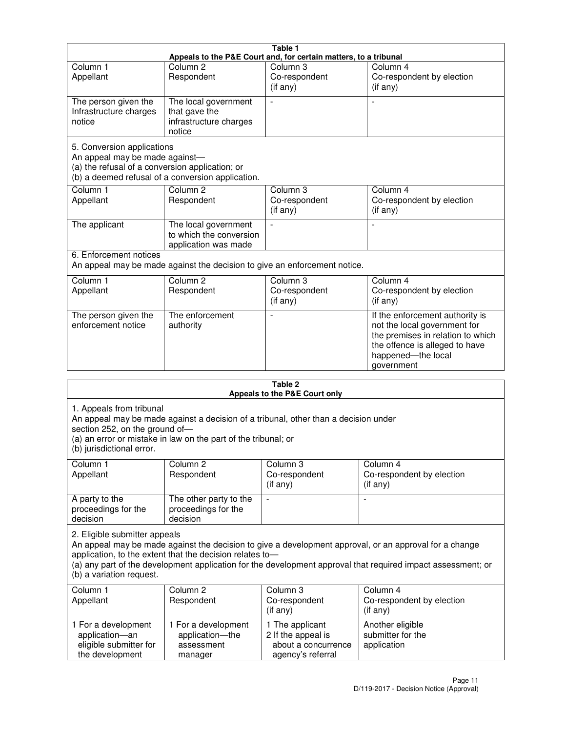**Table 1**
**Appeals to the P&E Court and, for certain matters, to a tribunal**

| Column 1<br>Appellant | Column 2<br>Respondent | Column 3<br>Co-respondent<br>(if any) | Column 4<br>Co-respondent by election<br>(if any) |
|---|---|---|---|
| The person given the Infrastructure charges notice | The local government that gave the infrastructure charges notice | - | - |

5. Conversion applications
An appeal may be made against—
(a) the refusal of a conversion application; or
(b) a deemed refusal of a conversion application.

| Column 1<br>Appellant | Column 2<br>Respondent | Column 3<br>Co-respondent<br>(if any) | Column 4<br>Co-respondent by election<br>(if any) |
|---|---|---|---|
| The applicant | The local government to which the conversion application was made | - | - |

6. Enforcement notices
An appeal may be made against the decision to give an enforcement notice.

| Column 1<br>Appellant | Column 2<br>Respondent | Column 3<br>Co-respondent<br>(if any) | Column 4<br>Co-respondent by election<br>(if any) |
|---|---|---|---|
| The person given the enforcement notice | The enforcement authority | - | If the enforcement authority is not the local government for the premises in relation to which the offence is alleged to have happened—the local government |

**Table 2**
**Appeals to the P&E Court only**

1. Appeals from tribunal
An appeal may be made against a decision of a tribunal, other than a decision under section 252, on the ground of—
(a) an error or mistake in law on the part of the tribunal; or
(b) jurisdictional error.

| Column 1<br>Appellant | Column 2<br>Respondent | Column 3<br>Co-respondent<br>(if any) | Column 4<br>Co-respondent by election<br>(if any) |
|---|---|---|---|
| A party to the proceedings for the decision | The other party to the proceedings for the decision | - | - |

2. Eligible submitter appeals
An appeal may be made against the decision to give a development approval, or an approval for a change application, to the extent that the decision relates to—
(a) any part of the development application for the development approval that required impact assessment; or
(b) a variation request.

| Column 1<br>Appellant | Column 2<br>Respondent | Column 3<br>Co-respondent<br>(if any) | Column 4<br>Co-respondent by election<br>(if any) |
|---|---|---|---|
| 1 For a development application—an eligible submitter for the development | 1 For a development application—the assessment manager | 1 The applicant<br>2 If the appeal is about a concurrence agency's referral | Another eligible submitter for the application |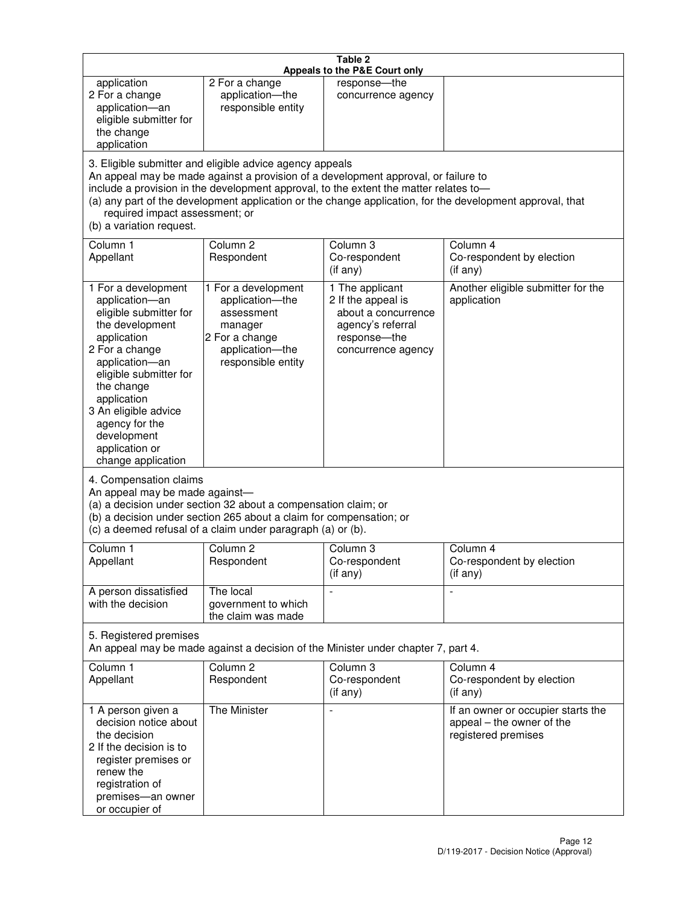**Table 2**
**Appeals to the P&E Court only**

| | | | |
|---|---|---|---|
| application<br>2 For a change application—an eligible submitter for the change application | 2 For a change application—the responsible entity | response—the concurrence agency | |

3. Eligible submitter and eligible advice agency appeals
An appeal may be made against a provision of a development approval, or failure to include a provision in the development approval, to the extent the matter relates to—
(a) any part of the development application or the change application, for the development approval, that required impact assessment; or
(b) a variation request.

| Column 1<br>Appellant | Column 2<br>Respondent | Column 3<br>Co-respondent<br>(if any) | Column 4<br>Co-respondent by election<br>(if any) |
|---|---|---|---|
| 1 For a development application—an eligible submitter for the development application<br>2 For a change application—an eligible submitter for the change application<br>3 An eligible advice agency for the development application or change application | 1 For a development application—the assessment manager<br>2 For a change application—the responsible entity | 1 The applicant<br>2 If the appeal is about a concurrence agency's referral response—the concurrence agency | Another eligible submitter for the application |

4. Compensation claims
An appeal may be made against—
(a) a decision under section 32 about a compensation claim; or
(b) a decision under section 265 about a claim for compensation; or
(c) a deemed refusal of a claim under paragraph (a) or (b).

| Column 1<br>Appellant | Column 2<br>Respondent | Column 3<br>Co-respondent<br>(if any) | Column 4<br>Co-respondent by election<br>(if any) |
|---|---|---|---|
| A person dissatisfied with the decision | The local government to which the claim was made | - | - |

5. Registered premises
An appeal may be made against a decision of the Minister under chapter 7, part 4.

| Column 1<br>Appellant | Column 2<br>Respondent | Column 3<br>Co-respondent<br>(if any) | Column 4<br>Co-respondent by election<br>(if any) |
|---|---|---|---|
| 1 A person given a decision notice about the decision<br>2 If the decision is to register premises or renew the registration of premises—an owner or occupier of | The Minister | - | If an owner or occupier starts the appeal – the owner of the registered premises |

D/119-2017 - Decision Notice (Approval)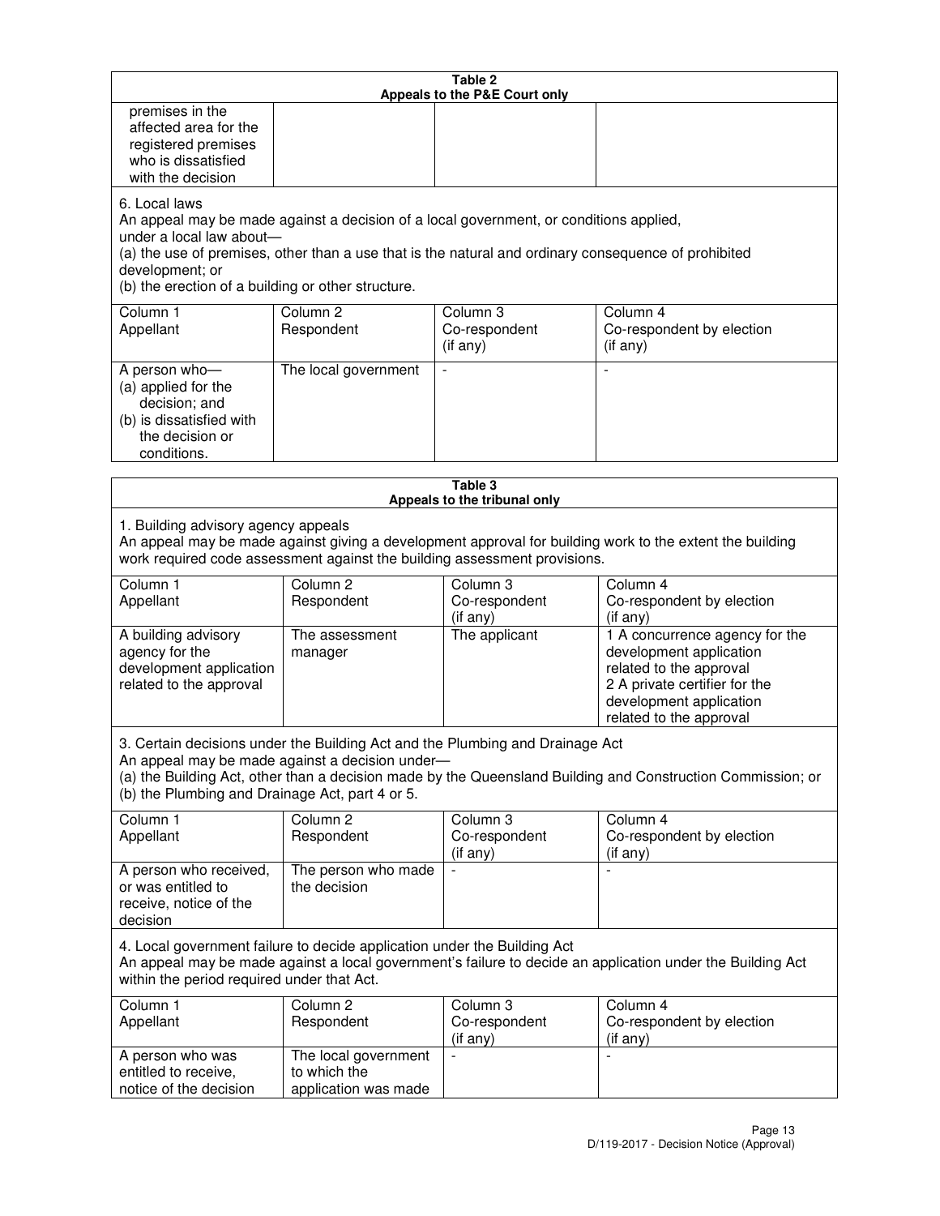| Table 2<br>Appeals to the P&E Court only | | | |
| --- | --- | --- | --- |
| premises in the affected area for the registered premises who is dissatisfied with the decision | | | |
| 6. Local laws<br>An appeal may be made against a decision of a local government, or conditions applied, under a local law about—<br>(a) the use of premises, other than a use that is the natural and ordinary consequence of prohibited development; or<br>(b) the erection of a building or other structure. | | | |
| Column 1<br>Appellant | Column 2<br>Respondent | Column 3<br>Co-respondent<br>(if any) | Column 4<br>Co-respondent by election<br>(if any) |
| A person who—<br>(a) applied for the decision; and<br>(b) is dissatisfied with the decision or conditions. | The local government | - | - |

| Table 3<br>Appeals to the tribunal only | | | |
| --- | --- | --- | --- |
| 1. Building advisory agency appeals<br>An appeal may be made against giving a development approval for building work to the extent the building work required code assessment against the building assessment provisions. | | | |
| Column 1<br>Appellant | Column 2<br>Respondent | Column 3<br>Co-respondent<br>(if any) | Column 4<br>Co-respondent by election<br>(if any) |
| A building advisory agency for the development application related to the approval | The assessment manager | The applicant | 1 A concurrence agency for the development application related to the approval<br>2 A private certifier for the development application related to the approval |
| 3. Certain decisions under the Building Act and the Plumbing and Drainage Act<br>An appeal may be made against a decision under—<br>(a) the Building Act, other than a decision made by the Queensland Building and Construction Commission; or<br>(b) the Plumbing and Drainage Act, part 4 or 5. | | | |
| Column 1<br>Appellant | Column 2<br>Respondent | Column 3<br>Co-respondent<br>(if any) | Column 4<br>Co-respondent by election<br>(if any) |
| A person who received, or was entitled to receive, notice of the decision | The person who made the decision | - | - |
| 4. Local government failure to decide application under the Building Act<br>An appeal may be made against a local government's failure to decide an application under the Building Act within the period required under that Act. | | | |
| Column 1<br>Appellant | Column 2<br>Respondent | Column 3<br>Co-respondent<br>(if any) | Column 4<br>Co-respondent by election<br>(if any) |
| A person who was entitled to receive, notice of the decision | The local government to which the application was made | - | - |